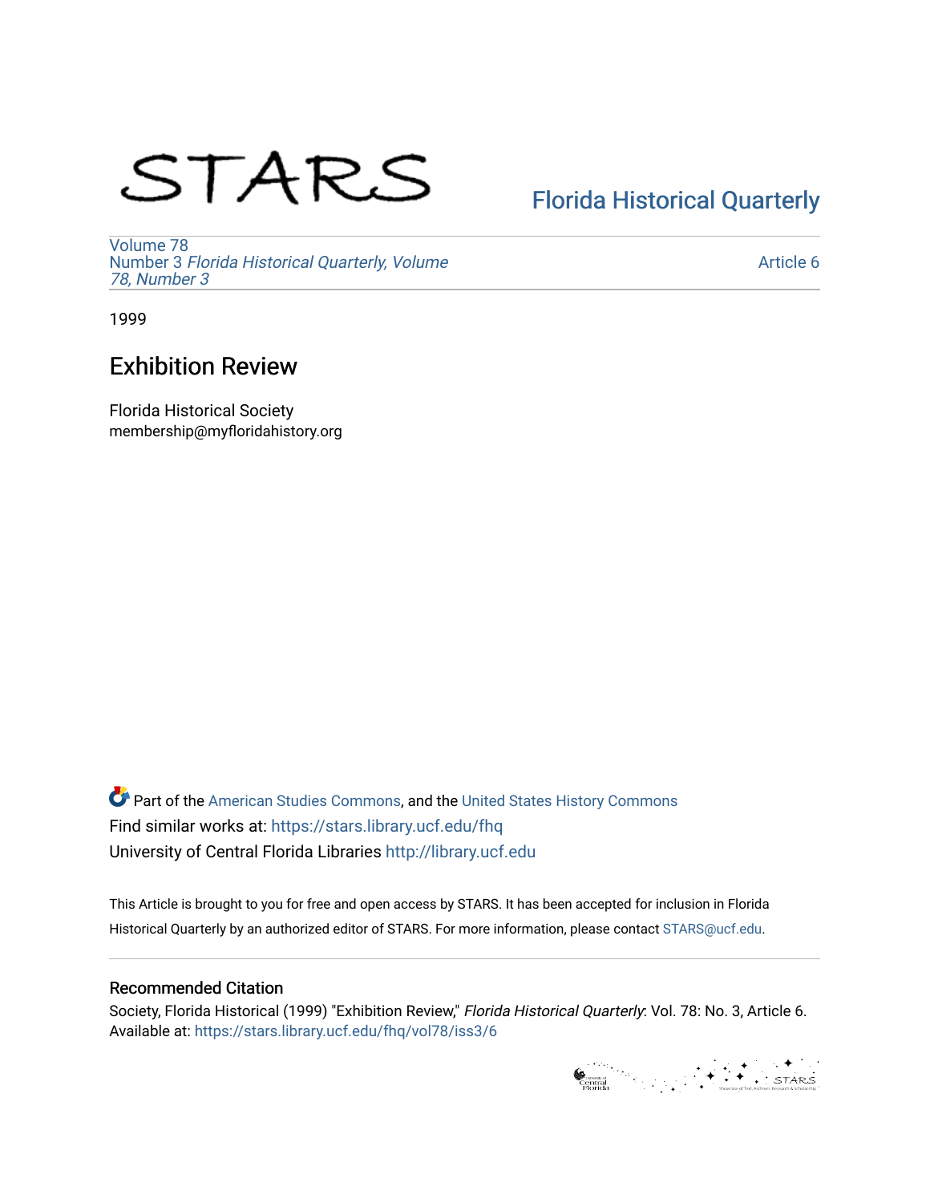STARS

Florida Historical Quarterly

Volume 78
Number 3 *Florida Historical Quarterly, Volume 78, Number 3*

Article 6

1999

# Exhibition Review

Florida Historical Society
membership@myfloridahistory.org

Part of the American Studies Commons, and the United States History Commons
Find similar works at: https://stars.library.ucf.edu/fhq
University of Central Florida Libraries http://library.ucf.edu

This Article is brought to you for free and open access by STARS. It has been accepted for inclusion in Florida Historical Quarterly by an authorized editor of STARS. For more information, please contact STARS@ucf.edu.

## Recommended Citation

Society, Florida Historical (1999) "Exhibition Review," *Florida Historical Quarterly*: Vol. 78: No. 3, Article 6.
Available at: https://stars.library.ucf.edu/fhq/vol78/iss3/6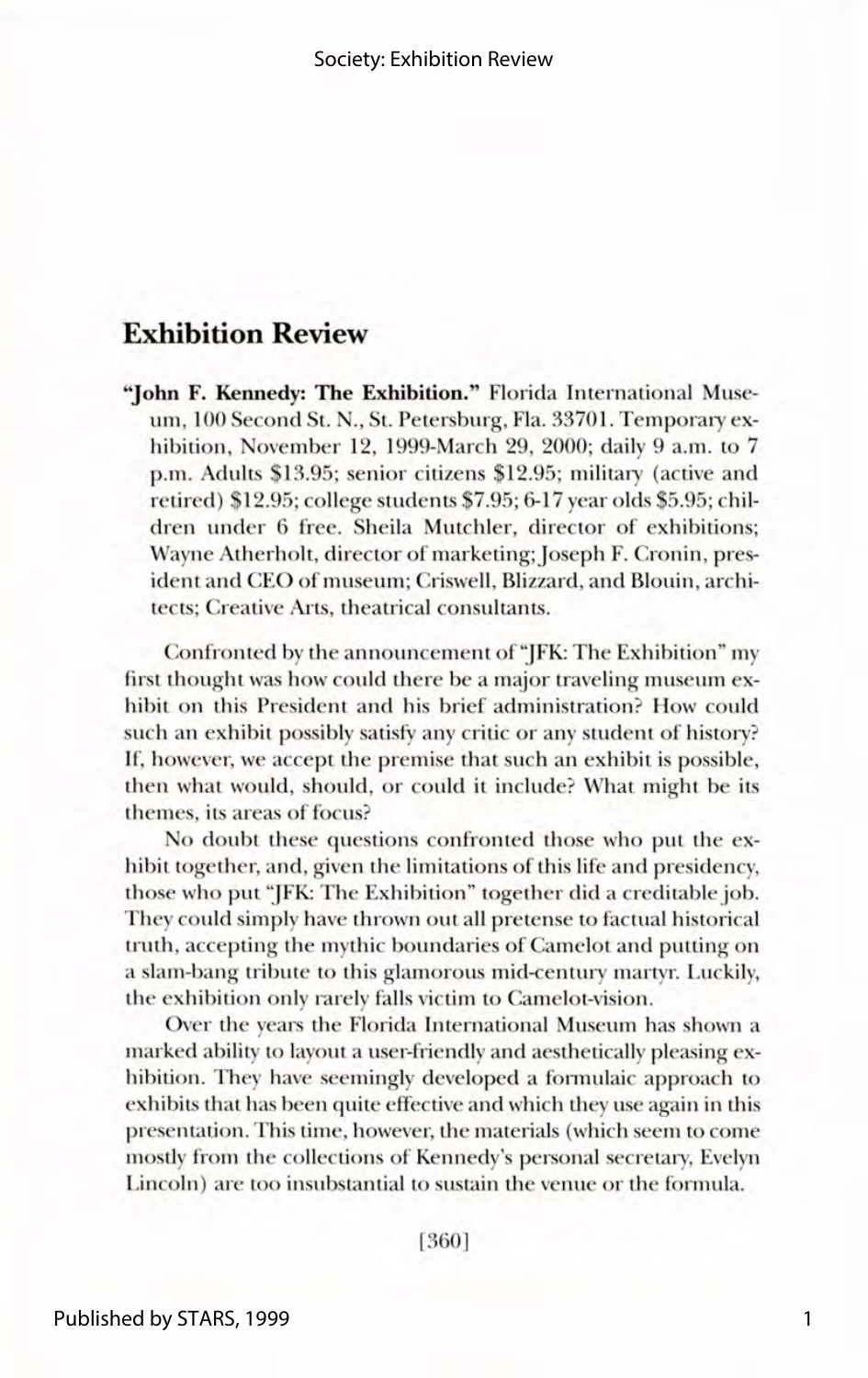## Exhibition Review

**"John F. Kennedy: The Exhibition."** Florida International Museum, 100 Second St. N., St. Petersburg, Fla. 33701. Temporary exhibition, November 12, 1999-March 29, 2000; daily 9 a.m. to 7 p.m. Adults $13.95; senior citizens $12.95; military (active and retired) $12.95; college students $7.95; 6-17 year olds $5.95; children under 6 free. Sheila Mutchler, director of exhibitions; Wayne Atherholt, director of marketing; Joseph F. Cronin, president and CEO of museum; Criswell, Blizzard, and Blouin, architects; Creative Arts, theatrical consultants.

Confronted by the announcement of "JFK: The Exhibition" my first thought was how could there be a major traveling museum exhibit on this President and his brief administration? How could such an exhibit possibly satisfy any critic or any student of history? If, however, we accept the premise that such an exhibit is possible, then what would, should, or could it include? What might be its themes, its areas of focus?

No doubt these questions confronted those who put the exhibit together, and, given the limitations of this life and presidency, those who put "JFK: The Exhibition" together did a creditable job. They could simply have thrown out all pretense to factual historical truth, accepting the mythic boundaries of Camelot and putting on a slam-bang tribute to this glamorous mid-century martyr. Luckily, the exhibition only rarely falls victim to Camelot-vision.

Over the years the Florida International Museum has shown a marked ability to layout a user-friendly and aesthetically pleasing exhibition. They have seemingly developed a formulaic approach to exhibits that has been quite effective and which they use again in this presentation. This time, however, the materials (which seem to come mostly from the collections of Kennedy's personal secretary, Evelyn Lincoln) are too insubstantial to sustain the venue or the formula.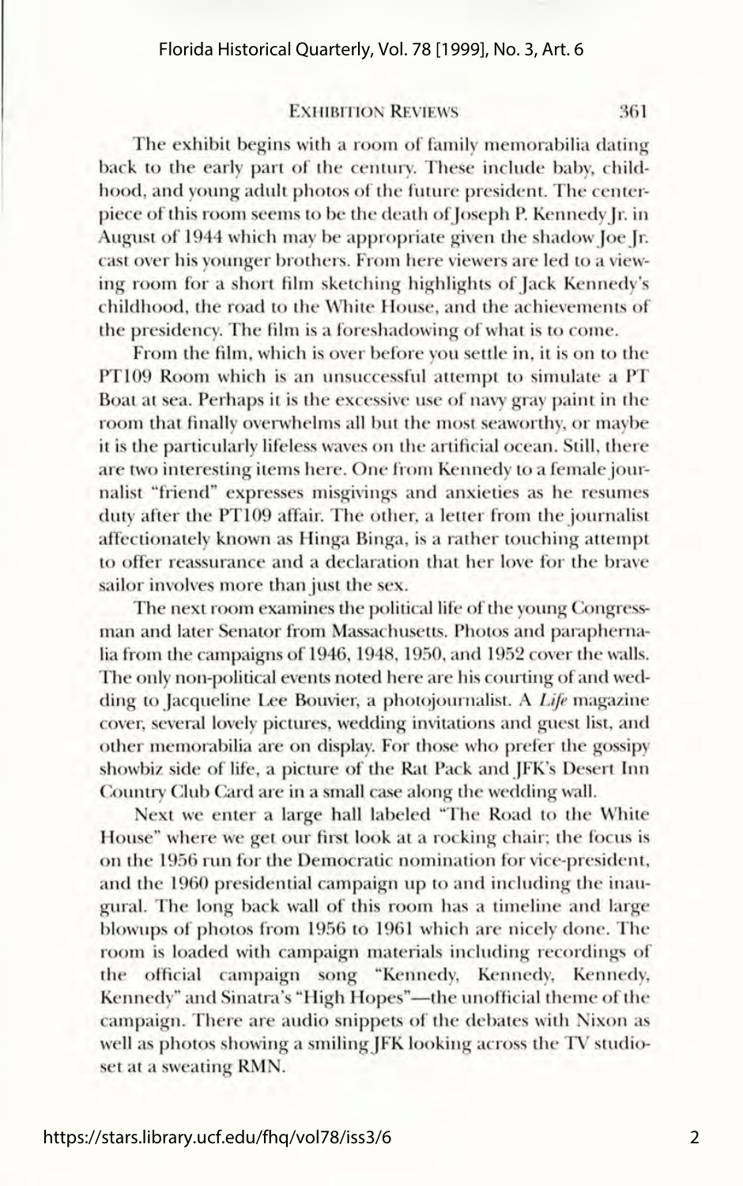The exhibit begins with a room of family memorabilia dating back to the early part of the century. These include baby, childhood, and young adult photos of the future president. The centerpiece of this room seems to be the death of Joseph P. Kennedy Jr. in August of 1944 which may be appropriate given the shadow Joe Jr. cast over his younger brothers. From here viewers are led to a viewing room for a short film sketching highlights of Jack Kennedy's childhood, the road to the White House, and the achievements of the presidency. The film is a foreshadowing of what is to come.

From the film, which is over before you settle in, it is on to the PT109 Room which is an unsuccessful attempt to simulate a PT Boat at sea. Perhaps it is the excessive use of navy gray paint in the room that finally overwhelms all but the most seaworthy, or maybe it is the particularly lifeless waves on the artificial ocean. Still, there are two interesting items here. One from Kennedy to a female journalist "friend" expresses misgivings and anxieties as he resumes duty after the PT109 affair. The other, a letter from the journalist affectionately known as Hinga Binga, is a rather touching attempt to offer reassurance and a declaration that her love for the brave sailor involves more than just the sex.

The next room examines the political life of the young Congressman and later Senator from Massachusetts. Photos and paraphernalia from the campaigns of 1946, 1948, 1950, and 1952 cover the walls. The only non-political events noted here are his courting of and wedding to Jacqueline Lee Bouvier, a photojournalist. A *Life* magazine cover, several lovely pictures, wedding invitations and guest list, and other memorabilia are on display. For those who prefer the gossipy showbiz side of life, a picture of the Rat Pack and JFK's Desert Inn Country Club Card are in a small case along the wedding wall.

Next we enter a large hall labeled "The Road to the White House" where we get our first look at a rocking chair; the focus is on the 1956 run for the Democratic nomination for vice-president, and the 1960 presidential campaign up to and including the inaugural. The long back wall of this room has a timeline and large blowups of photos from 1956 to 1961 which are nicely done. The room is loaded with campaign materials including recordings of the official campaign song "Kennedy, Kennedy, Kennedy, Kennedy" and Sinatra's "High Hopes"—the unofficial theme of the campaign. There are audio snippets of the debates with Nixon as well as photos showing a smiling JFK looking across the TV studioset at a sweating RMN.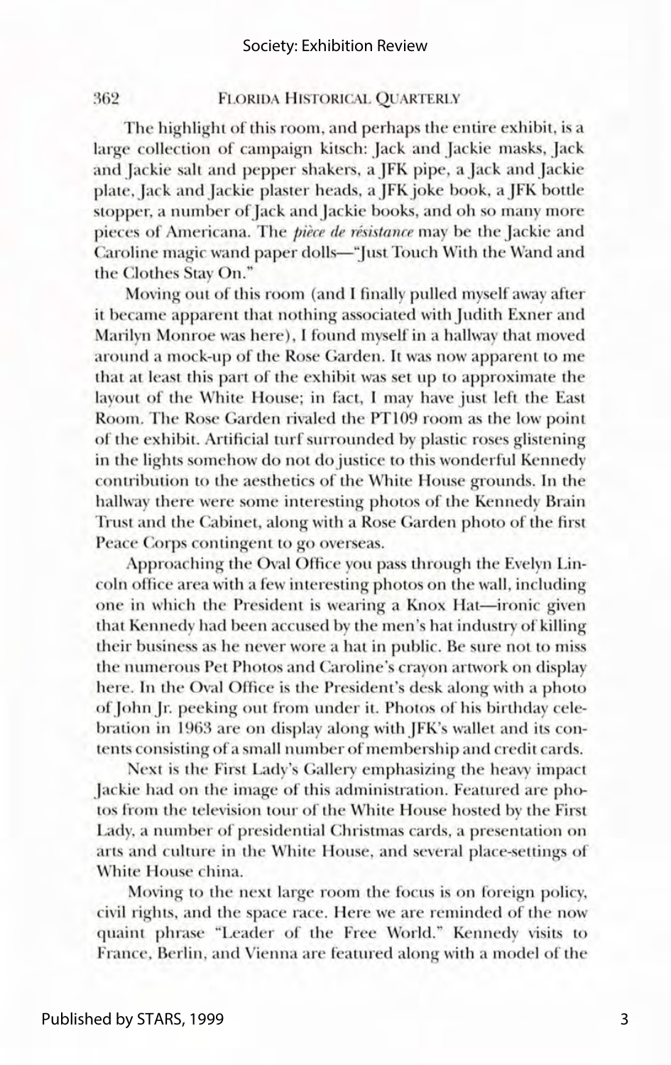The highlight of this room, and perhaps the entire exhibit, is a large collection of campaign kitsch: Jack and Jackie masks, Jack and Jackie salt and pepper shakers, a JFK pipe, a Jack and Jackie plate, Jack and Jackie plaster heads, a JFK joke book, a JFK bottle stopper, a number of Jack and Jackie books, and oh so many more pieces of Americana. The *pièce de résistance* may be the Jackie and Caroline magic wand paper dolls—"Just Touch With the Wand and the Clothes Stay On."

Moving out of this room (and I finally pulled myself away after it became apparent that nothing associated with Judith Exner and Marilyn Monroe was here), I found myself in a hallway that moved around a mock-up of the Rose Garden. It was now apparent to me that at least this part of the exhibit was set up to approximate the layout of the White House; in fact, I may have just left the East Room. The Rose Garden rivaled the PT109 room as the low point of the exhibit. Artificial turf surrounded by plastic roses glistening in the lights somehow do not do justice to this wonderful Kennedy contribution to the aesthetics of the White House grounds. In the hallway there were some interesting photos of the Kennedy Brain Trust and the Cabinet, along with a Rose Garden photo of the first Peace Corps contingent to go overseas.

Approaching the Oval Office you pass through the Evelyn Lincoln office area with a few interesting photos on the wall, including one in which the President is wearing a Knox Hat—ironic given that Kennedy had been accused by the men's hat industry of killing their business as he never wore a hat in public. Be sure not to miss the numerous Pet Photos and Caroline's crayon artwork on display here. In the Oval Office is the President's desk along with a photo of John Jr. peeking out from under it. Photos of his birthday celebration in 1963 are on display along with JFK's wallet and its contents consisting of a small number of membership and credit cards.

Next is the First Lady's Gallery emphasizing the heavy impact Jackie had on the image of this administration. Featured are photos from the television tour of the White House hosted by the First Lady, a number of presidential Christmas cards, a presentation on arts and culture in the White House, and several place-settings of White House china.

Moving to the next large room the focus is on foreign policy, civil rights, and the space race. Here we are reminded of the now quaint phrase "Leader of the Free World." Kennedy visits to France, Berlin, and Vienna are featured along with a model of the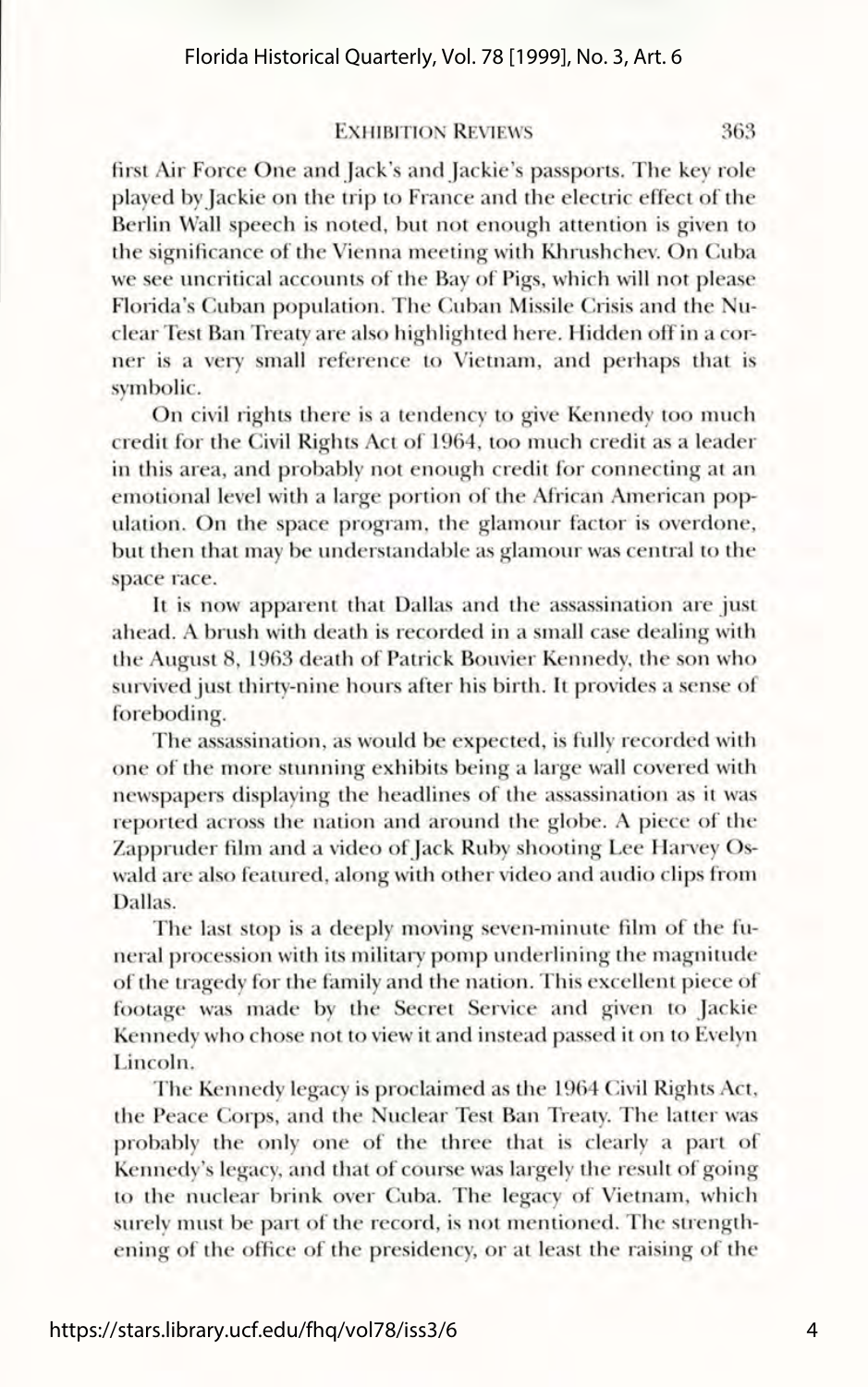first Air Force One and Jack's and Jackie's passports. The key role played by Jackie on the trip to France and the electric effect of the Berlin Wall speech is noted, but not enough attention is given to the significance of the Vienna meeting with Khrushchev. On Cuba we see uncritical accounts of the Bay of Pigs, which will not please Florida's Cuban population. The Cuban Missile Crisis and the Nuclear Test Ban Treaty are also highlighted here. Hidden off in a corner is a very small reference to Vietnam, and perhaps that is symbolic.

On civil rights there is a tendency to give Kennedy too much credit for the Civil Rights Act of 1964, too much credit as a leader in this area, and probably not enough credit for connecting at an emotional level with a large portion of the African American population. On the space program, the glamour factor is overdone, but then that may be understandable as glamour was central to the space race.

It is now apparent that Dallas and the assassination are just ahead. A brush with death is recorded in a small case dealing with the August 8, 1963 death of Patrick Bouvier Kennedy, the son who survived just thirty-nine hours after his birth. It provides a sense of foreboding.

The assassination, as would be expected, is fully recorded with one of the more stunning exhibits being a large wall covered with newspapers displaying the headlines of the assassination as it was reported across the nation and around the globe. A piece of the Zapruder film and a video of Jack Ruby shooting Lee Harvey Oswald are also featured, along with other video and audio clips from Dallas.

The last stop is a deeply moving seven-minute film of the funeral procession with its military pomp underlining the magnitude of the tragedy for the family and the nation. This excellent piece of footage was made by the Secret Service and given to Jackie Kennedy who chose not to view it and instead passed it on to Evelyn Lincoln.

The Kennedy legacy is proclaimed as the 1964 Civil Rights Act, the Peace Corps, and the Nuclear Test Ban Treaty. The latter was probably the only one of the three that is clearly a part of Kennedy's legacy, and that of course was largely the result of going to the nuclear brink over Cuba. The legacy of Vietnam, which surely must be part of the record, is not mentioned. The strengthening of the office of the presidency, or at least the raising of the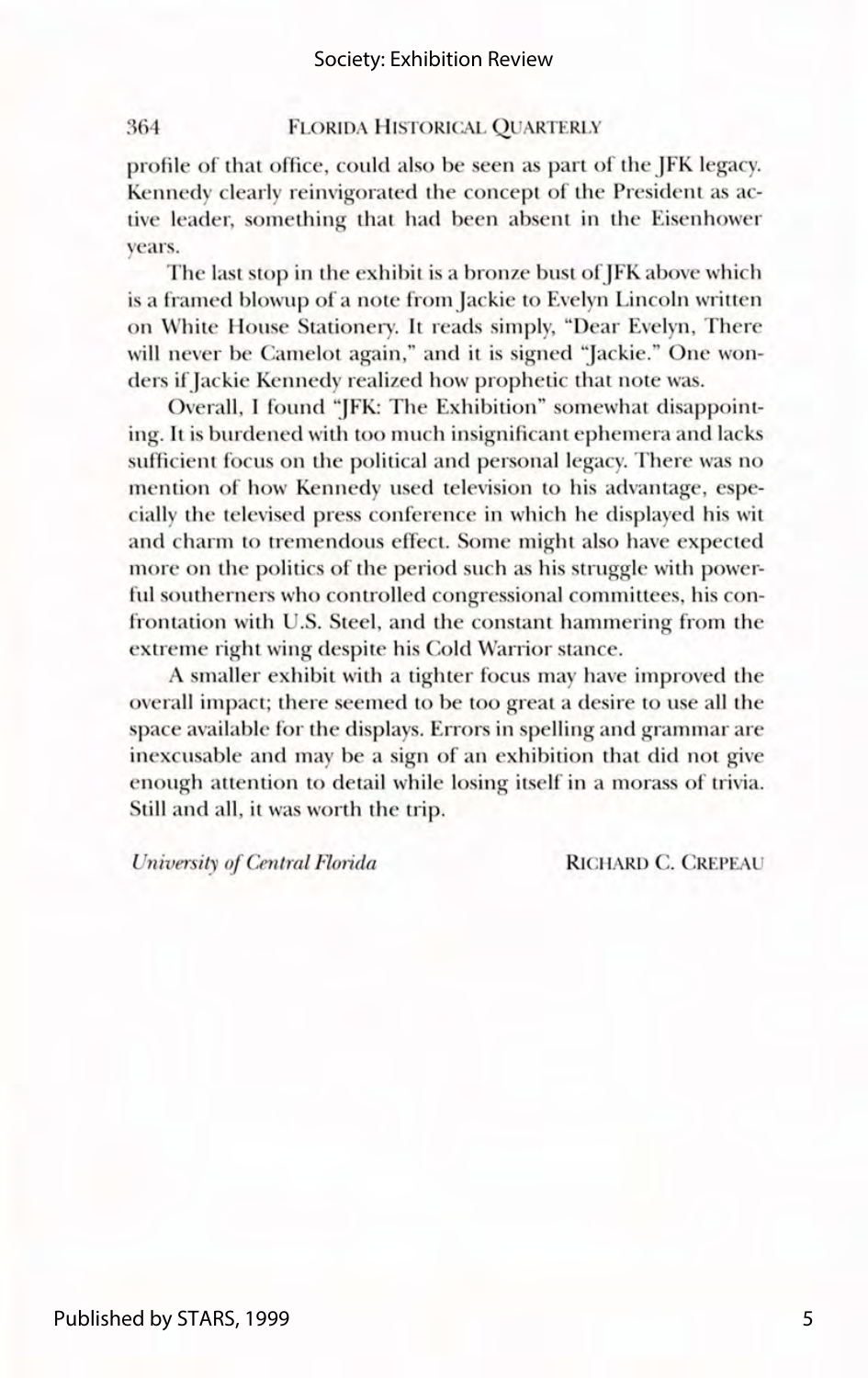profile of that office, could also be seen as part of the JFK legacy. Kennedy clearly reinvigorated the concept of the President as active leader, something that had been absent in the Eisenhower years.

The last stop in the exhibit is a bronze bust of JFK above which is a framed blowup of a note from Jackie to Evelyn Lincoln written on White House Stationery. It reads simply, "Dear Evelyn, There will never be Camelot again," and it is signed "Jackie." One wonders if Jackie Kennedy realized how prophetic that note was.

Overall, I found "JFK: The Exhibition" somewhat disappointing. It is burdened with too much insignificant ephemera and lacks sufficient focus on the political and personal legacy. There was no mention of how Kennedy used television to his advantage, especially the televised press conference in which he displayed his wit and charm to tremendous effect. Some might also have expected more on the politics of the period such as his struggle with powerful southerners who controlled congressional committees, his confrontation with U.S. Steel, and the constant hammering from the extreme right wing despite his Cold Warrior stance.

A smaller exhibit with a tighter focus may have improved the overall impact; there seemed to be too great a desire to use all the space available for the displays. Errors in spelling and grammar are inexcusable and may be a sign of an exhibition that did not give enough attention to detail while losing itself in a morass of trivia. Still and all, it was worth the trip.

*University of Central Florida* RICHARD C. CREPEAU